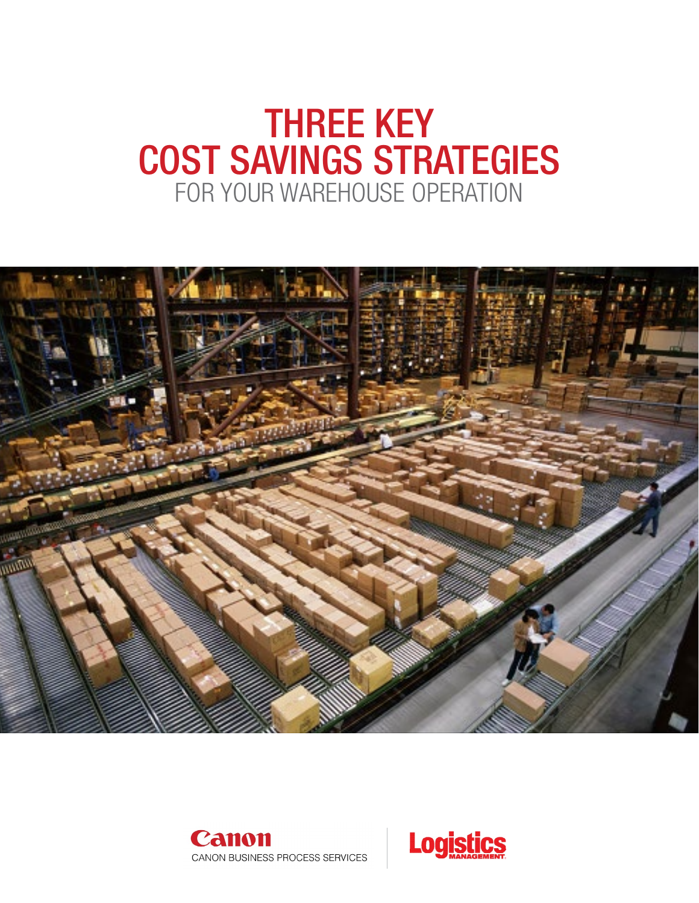# THREE KEY COST SAVINGS STRATEGIES

## FOR YOUR WAREHOUSE OPERATION

Canon

CANON BUSINESS PROCESS SERVICES

Logistics MANAGEMENT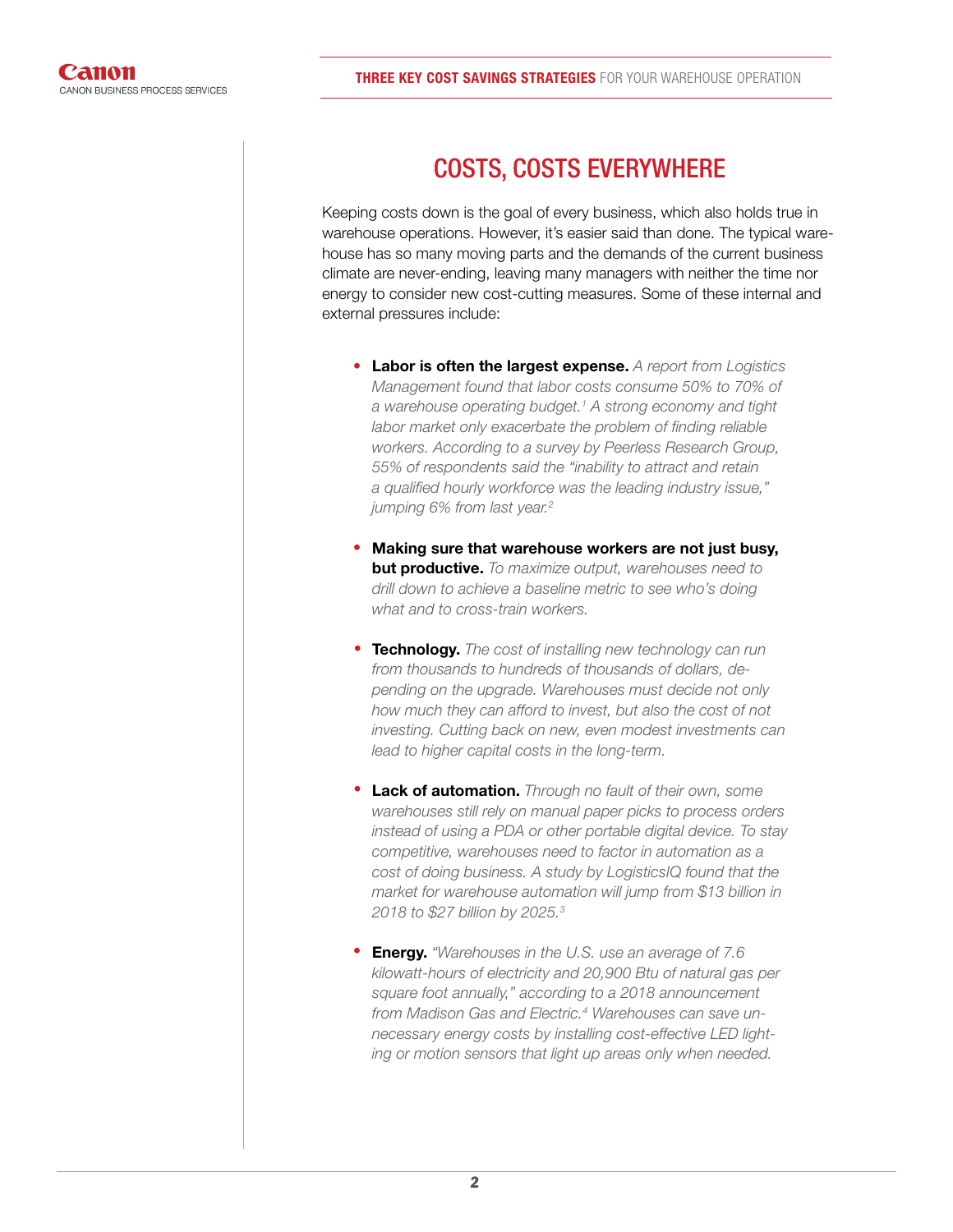## COSTS, COSTS EVERYWHERE

Keeping costs down is the goal of every business, which also holds true in warehouse operations. However, it's easier said than done. The typical warehouse has so many moving parts and the demands of the current business climate are never-ending, leaving many managers with neither the time nor energy to consider new cost-cutting measures. Some of these internal and external pressures include:

- **Labor is often the largest expense.** *A report from Logistics Management found that labor costs consume 50% to 70% of a warehouse operating budget.*[1] *A strong economy and tight labor market only exacerbate the problem of finding reliable workers. According to a survey by Peerless Research Group, 55% of respondents said the "inability to attract and retain a qualified hourly workforce was the leading industry issue," jumping 6% from last year.*[2]

- **Making sure that warehouse workers are not just busy, but productive.** *To maximize output, warehouses need to drill down to achieve a baseline metric to see who's doing what and to cross-train workers.*

- **Technology.** *The cost of installing new technology can run from thousands to hundreds of thousands of dollars, depending on the upgrade. Warehouses must decide not only how much they can afford to invest, but also the cost of not investing. Cutting back on new, even modest investments can lead to higher capital costs in the long-term.*

- **Lack of automation.** *Through no fault of their own, some warehouses still rely on manual paper picks to process orders instead of using a PDA or other portable digital device. To stay competitive, warehouses need to factor in automation as a cost of doing business. A study by LogisticsIQ found that the market for warehouse automation will jump from $13 billion in 2018 to $27 billion by 2025.*[3]

- **Energy.** *"Warehouses in the U.S. use an average of 7.6 kilowatt-hours of electricity and 20,900 Btu of natural gas per square foot annually," according to a 2018 announcement from Madison Gas and Electric.*[4] *Warehouses can save unnecessary energy costs by installing cost-effective LED lighting or motion sensors that light up areas only when needed.*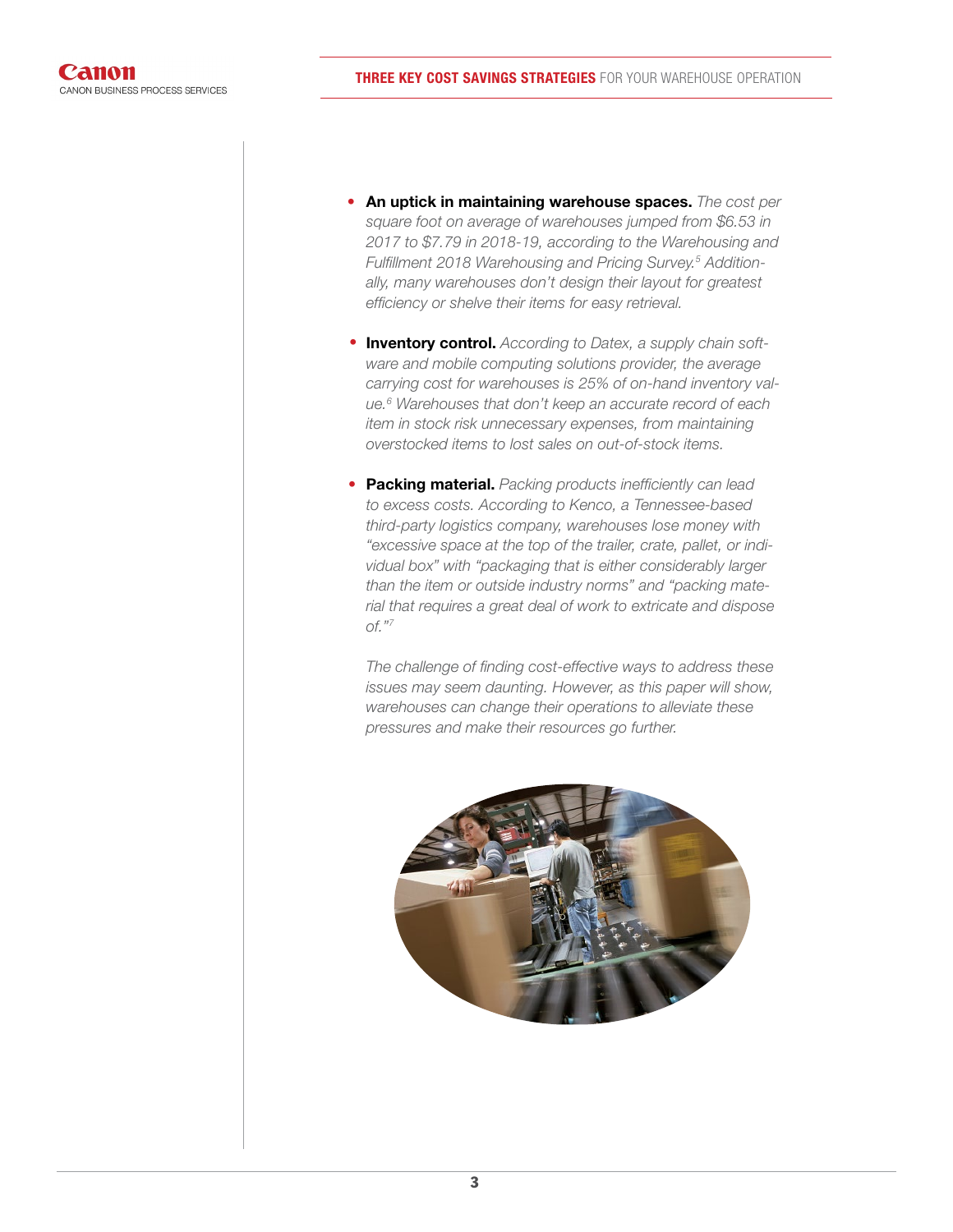- **An uptick in maintaining warehouse spaces.** *The cost per square foot on average of warehouses jumped from $6.53 in 2017 to $7.79 in 2018-19, according to the Warehousing and Fulfillment 2018 Warehousing and Pricing Survey.[5] Additionally, many warehouses don't design their layout for greatest efficiency or shelve their items for easy retrieval.*

- **Inventory control.** *According to Datex, a supply chain software and mobile computing solutions provider, the average carrying cost for warehouses is 25% of on-hand inventory value.[6] Warehouses that don't keep an accurate record of each item in stock risk unnecessary expenses, from maintaining overstocked items to lost sales on out-of-stock items.*

- **Packing material.** *Packing products inefficiently can lead to excess costs. According to Kenco, a Tennessee-based third-party logistics company, warehouses lose money with "excessive space at the top of the trailer, crate, pallet, or individual box" with "packaging that is either considerably larger than the item or outside industry norms" and "packing material that requires a great deal of work to extricate and dispose of."[7]*

*The challenge of finding cost-effective ways to address these issues may seem daunting. However, as this paper will show, warehouses can change their operations to alleviate these pressures and make their resources go further.*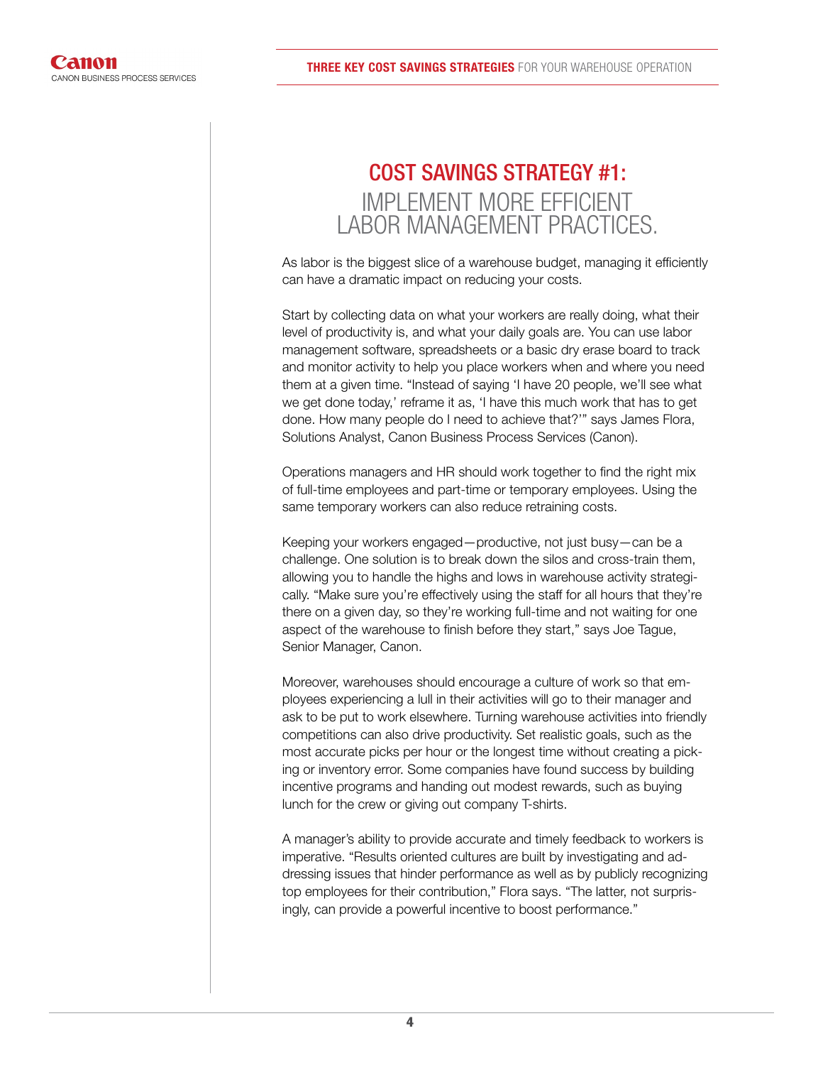## COST SAVINGS STRATEGY #1: IMPLEMENT MORE EFFICIENT LABOR MANAGEMENT PRACTICES.

As labor is the biggest slice of a warehouse budget, managing it efficiently can have a dramatic impact on reducing your costs.

Start by collecting data on what your workers are really doing, what their level of productivity is, and what your daily goals are. You can use labor management software, spreadsheets or a basic dry erase board to track and monitor activity to help you place workers when and where you need them at a given time. "Instead of saying 'I have 20 people, we'll see what we get done today,' reframe it as, 'I have this much work that has to get done. How many people do I need to achieve that?'" says James Flora, Solutions Analyst, Canon Business Process Services (Canon).

Operations managers and HR should work together to find the right mix of full-time employees and part-time or temporary employees. Using the same temporary workers can also reduce retraining costs.

Keeping your workers engaged—productive, not just busy—can be a challenge. One solution is to break down the silos and cross-train them, allowing you to handle the highs and lows in warehouse activity strategically. "Make sure you're effectively using the staff for all hours that they're there on a given day, so they're working full-time and not waiting for one aspect of the warehouse to finish before they start," says Joe Tague, Senior Manager, Canon.

Moreover, warehouses should encourage a culture of work so that employees experiencing a lull in their activities will go to their manager and ask to be put to work elsewhere. Turning warehouse activities into friendly competitions can also drive productivity. Set realistic goals, such as the most accurate picks per hour or the longest time without creating a picking or inventory error. Some companies have found success by building incentive programs and handing out modest rewards, such as buying lunch for the crew or giving out company T-shirts.

A manager's ability to provide accurate and timely feedback to workers is imperative. "Results oriented cultures are built by investigating and addressing issues that hinder performance as well as by publicly recognizing top employees for their contribution," Flora says. "The latter, not surprisingly, can provide a powerful incentive to boost performance."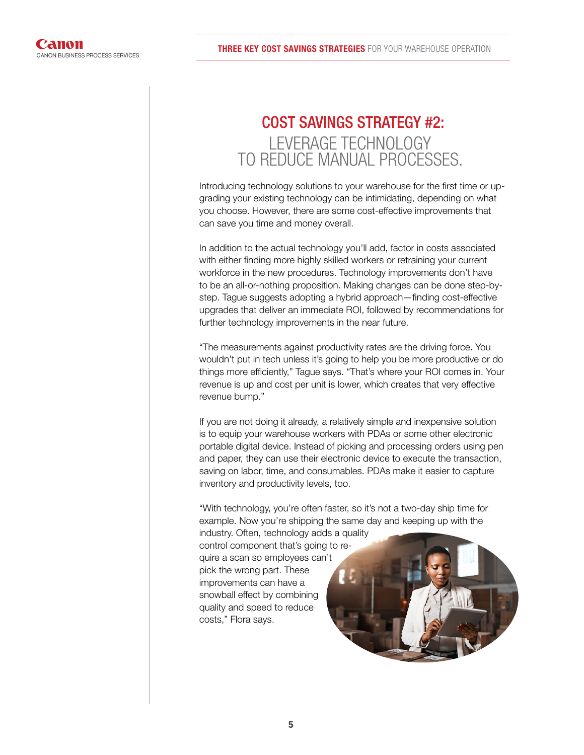# COST SAVINGS STRATEGY #2: LEVERAGE TECHNOLOGY TO REDUCE MANUAL PROCESSES.

Introducing technology solutions to your warehouse for the first time or upgrading your existing technology can be intimidating, depending on what you choose. However, there are some cost-effective improvements that can save you time and money overall.

In addition to the actual technology you'll add, factor in costs associated with either finding more highly skilled workers or retraining your current workforce in the new procedures. Technology improvements don't have to be an all-or-nothing proposition. Making changes can be done step-by-step. Tague suggests adopting a hybrid approach—finding cost-effective upgrades that deliver an immediate ROI, followed by recommendations for further technology improvements in the near future.

"The measurements against productivity rates are the driving force. You wouldn't put in tech unless it's going to help you be more productive or do things more efficiently," Tague says. "That's where your ROI comes in. Your revenue is up and cost per unit is lower, which creates that very effective revenue bump."

If you are not doing it already, a relatively simple and inexpensive solution is to equip your warehouse workers with PDAs or some other electronic portable digital device. Instead of picking and processing orders using pen and paper, they can use their electronic device to execute the transaction, saving on labor, time, and consumables. PDAs make it easier to capture inventory and productivity levels, too.

"With technology, you're often faster, so it's not a two-day ship time for example. Now you're shipping the same day and keeping up with the industry. Often, technology adds a quality control component that's going to require a scan so employees can't pick the wrong part. These improvements can have a snowball effect by combining quality and speed to reduce costs," Flora says.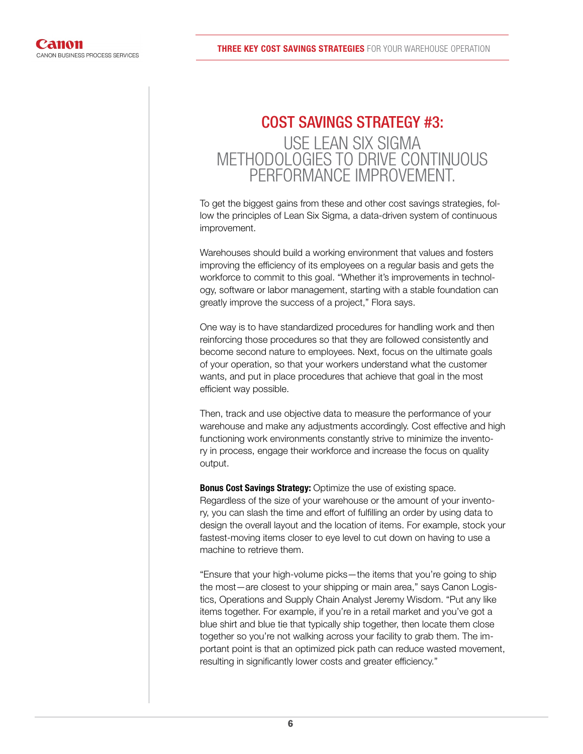## COST SAVINGS STRATEGY #3:

## USE LEAN SIX SIGMA METHODOLOGIES TO DRIVE CONTINUOUS PERFORMANCE IMPROVEMENT.

To get the biggest gains from these and other cost savings strategies, follow the principles of Lean Six Sigma, a data-driven system of continuous improvement.

Warehouses should build a working environment that values and fosters improving the efficiency of its employees on a regular basis and gets the workforce to commit to this goal. “Whether it’s improvements in technology, software or labor management, starting with a stable foundation can greatly improve the success of a project,” Flora says.

One way is to have standardized procedures for handling work and then reinforcing those procedures so that they are followed consistently and become second nature to employees. Next, focus on the ultimate goals of your operation, so that your workers understand what the customer wants, and put in place procedures that achieve that goal in the most efficient way possible.

Then, track and use objective data to measure the performance of your warehouse and make any adjustments accordingly. Cost effective and high functioning work environments constantly strive to minimize the inventory in process, engage their workforce and increase the focus on quality output.

**Bonus Cost Savings Strategy:** Optimize the use of existing space. Regardless of the size of your warehouse or the amount of your inventory, you can slash the time and effort of fulfilling an order by using data to design the overall layout and the location of items. For example, stock your fastest-moving items closer to eye level to cut down on having to use a machine to retrieve them.

“Ensure that your high-volume picks—the items that you’re going to ship the most—are closest to your shipping or main area,” says Canon Logistics, Operations and Supply Chain Analyst Jeremy Wisdom. “Put any like items together. For example, if you’re in a retail market and you’ve got a blue shirt and blue tie that typically ship together, then locate them close together so you’re not walking across your facility to grab them. The important point is that an optimized pick path can reduce wasted movement, resulting in significantly lower costs and greater efficiency.”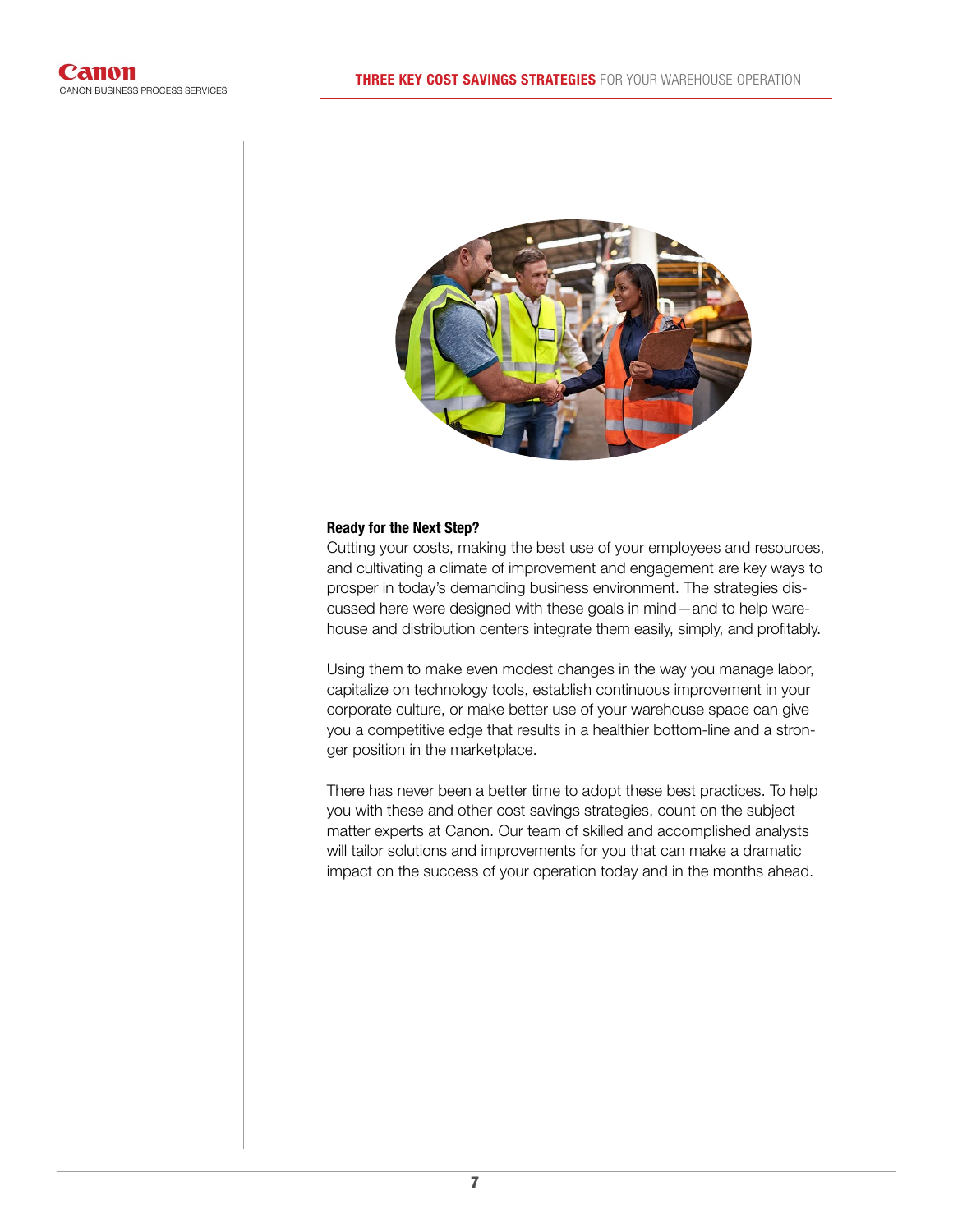**Ready for the Next Step?**

Cutting your costs, making the best use of your employees and resources, and cultivating a climate of improvement and engagement are key ways to prosper in today's demanding business environment. The strategies discussed here were designed with these goals in mind—and to help warehouse and distribution centers integrate them easily, simply, and profitably.

Using them to make even modest changes in the way you manage labor, capitalize on technology tools, establish continuous improvement in your corporate culture, or make better use of your warehouse space can give you a competitive edge that results in a healthier bottom-line and a stronger position in the marketplace.

There has never been a better time to adopt these best practices. To help you with these and other cost savings strategies, count on the subject matter experts at Canon. Our team of skilled and accomplished analysts will tailor solutions and improvements for you that can make a dramatic impact on the success of your operation today and in the months ahead.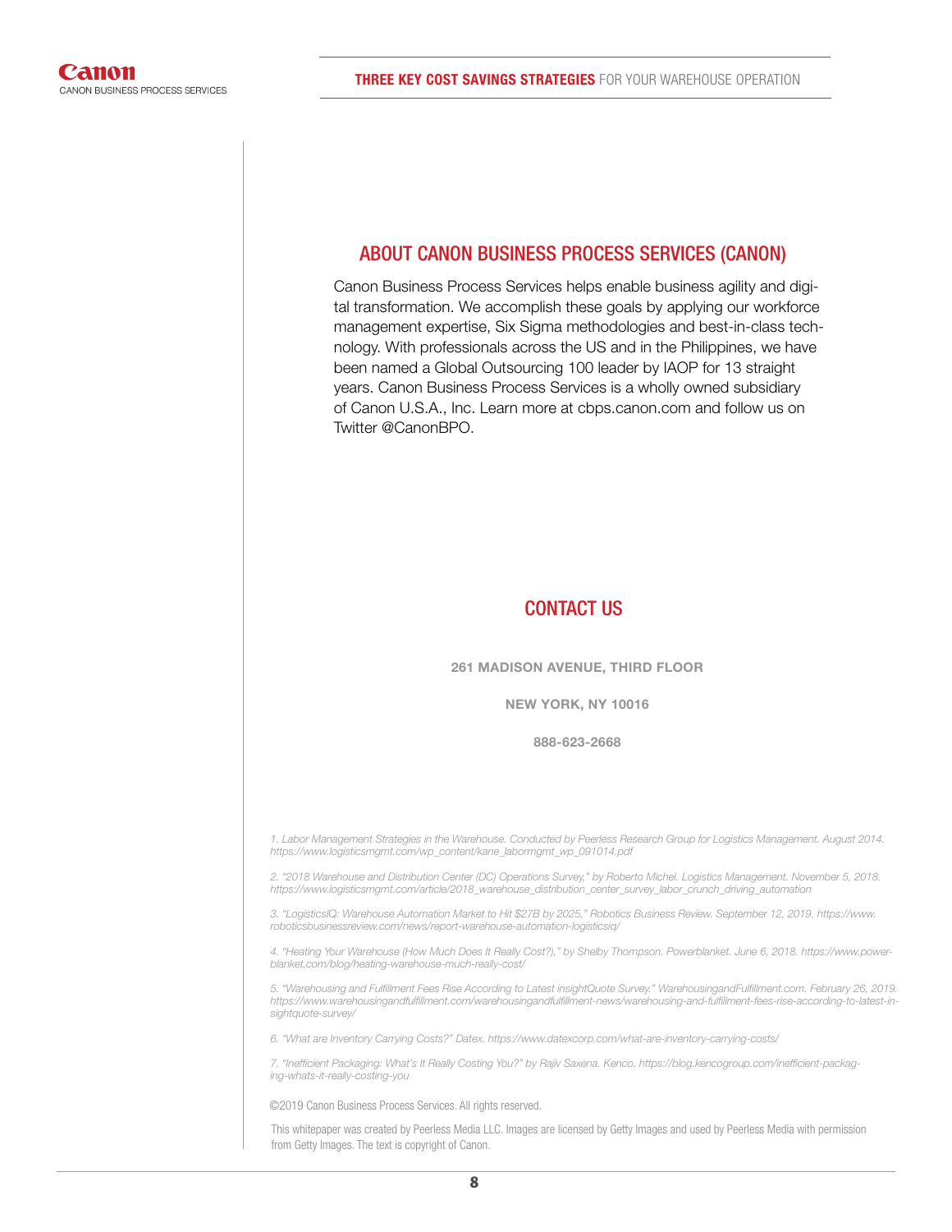## ABOUT CANON BUSINESS PROCESS SERVICES (CANON)

Canon Business Process Services helps enable business agility and digital transformation. We accomplish these goals by applying our workforce management expertise, Six Sigma methodologies and best-in-class technology. With professionals across the US and in the Philippines, we have been named a Global Outsourcing 100 leader by IAOP for 13 straight years. Canon Business Process Services is a wholly owned subsidiary of Canon U.S.A., Inc. Learn more at cbps.canon.com and follow us on Twitter @CanonBPO.

## CONTACT US

**261 MADISON AVENUE, THIRD FLOOR**

**NEW YORK, NY 10016**

**888-623-2668**

*1. Labor Management Strategies in the Warehouse. Conducted by Peerless Research Group for Logistics Management. August 2014. https://www.logisticsmgmt.com/wp_content/kane_labormgmt_wp_091014.pdf*

*2. "2018 Warehouse and Distribution Center (DC) Operations Survey," by Roberto Michel. Logistics Management. November 5, 2018. https://www.logisticsmgmt.com/article/2018_warehouse_distribution_center_survey_labor_crunch_driving_automation*

*3. "LogisticsIQ: Warehouse Automation Market to Hit $27B by 2025." Robotics Business Review. September 12, 2019. https://www.roboticsbusinessreview.com/news/report-warehouse-automation-logisticsiq/*

*4. "Heating Your Warehouse (How Much Does It Really Cost?)," by Shelby Thompson. Powerblanket. June 6, 2018. https://www.powerblanket.com/blog/heating-warehouse-much-really-cost/*

*5. "Warehousing and Fulfillment Fees Rise According to Latest insightQuote Survey." WarehousingandFulfillment.com. February 26, 2019. https://www.warehousingandfulfillment.com/warehousingandfulfillment-news/warehousing-and-fulfillment-fees-rise-according-to-latest-insightquote-survey/*

*6. "What are Inventory Carrying Costs?" Datex. https://www.datexcorp.com/what-are-inventory-carrying-costs/*

*7. "Inefficient Packaging: What's It Really Costing You?" by Rajiv Saxena. Kenco. https://blog.kencogroup.com/inefficient-packaging-whats-it-really-costing-you*

©2019 Canon Business Process Services. All rights reserved.

This whitepaper was created by Peerless Media LLC. Images are licensed by Getty Images and used by Peerless Media with permission from Getty Images. The text is copyright of Canon.